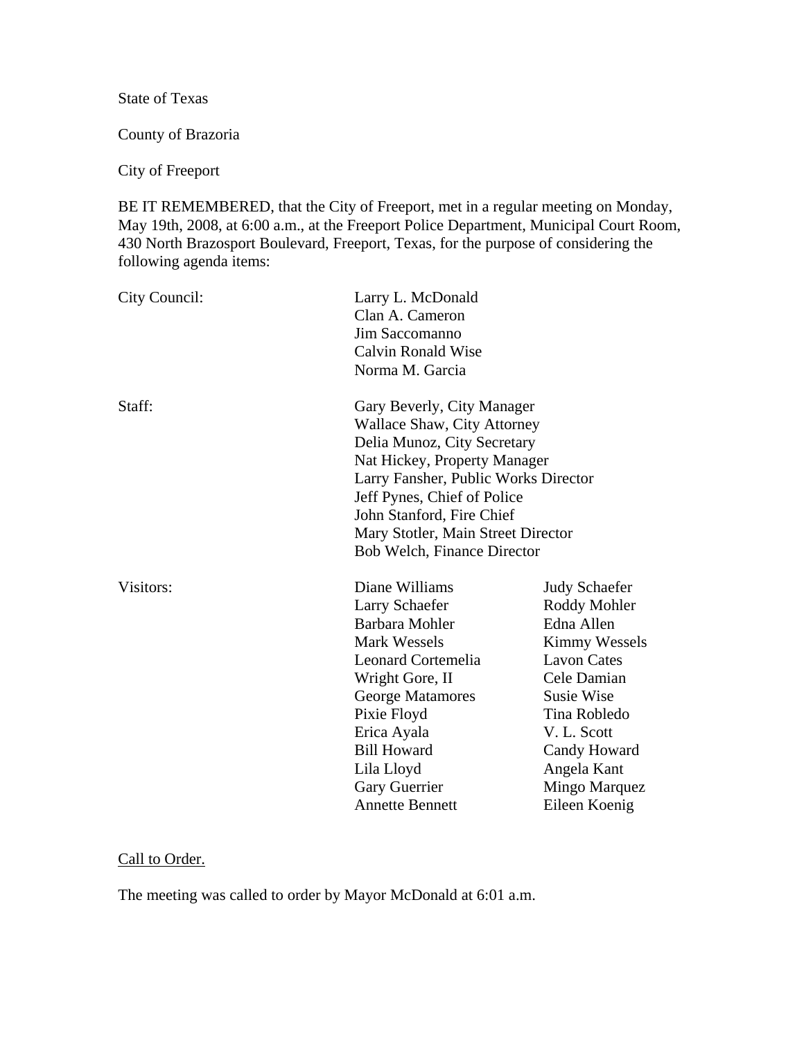State of Texas

County of Brazoria

City of Freeport

BE IT REMEMBERED, that the City of Freeport, met in a regular meeting on Monday, May 19th, 2008, at 6:00 a.m., at the Freeport Police Department, Municipal Court Room, 430 North Brazosport Boulevard, Freeport, Texas, for the purpose of considering the following agenda items:

| | | |
|---|---|---|
| City Council: | Larry L. McDonald | |
| | Clan A. Cameron | |
| | Jim Saccomanno | |
| | Calvin Ronald Wise | |
| | Norma M. Garcia | |
| Staff: | Gary Beverly, City Manager | |
| | Wallace Shaw, City Attorney | |
| | Delia Munoz, City Secretary | |
| | Nat Hickey, Property Manager | |
| | Larry Fansher, Public Works Director | |
| | Jeff Pynes, Chief of Police | |
| | John Stanford, Fire Chief | |
| | Mary Stotler, Main Street Director | |
| | Bob Welch, Finance Director | |
| Visitors: | Diane Williams | Judy Schaefer |
| | Larry Schaefer | Roddy Mohler |
| | Barbara Mohler | Edna Allen |
| | Mark Wessels | Kimmy Wessels |
| | Leonard Cortemelia | Lavon Cates |
| | Wright Gore, II | Cele Damian |
| | George Matamores | Susie Wise |
| | Pixie Floyd | Tina Robledo |
| | Erica Ayala | V. L. Scott |
| | Bill Howard | Candy Howard |
| | Lila Lloyd | Angela Kant |
| | Gary Guerrier | Mingo Marquez |
| | Annette Bennett | Eileen Koenig |

Call to Order.

The meeting was called to order by Mayor McDonald at 6:01 a.m.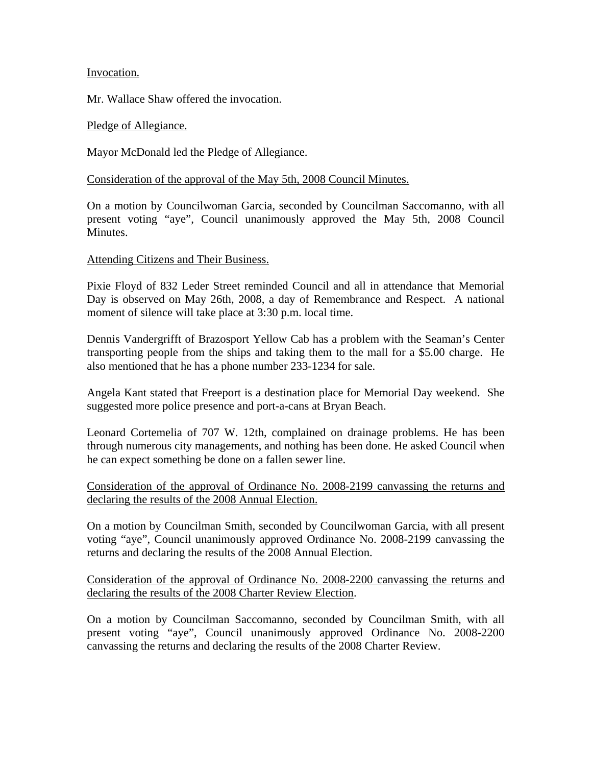Invocation.

Mr. Wallace Shaw offered the invocation.

Pledge of Allegiance.

Mayor McDonald led the Pledge of Allegiance.

Consideration of the approval of the May 5th, 2008 Council Minutes.

On a motion by Councilwoman Garcia, seconded by Councilman Saccomanno, with all present voting "aye", Council unanimously approved the May 5th, 2008 Council Minutes.

Attending Citizens and Their Business.

Pixie Floyd of 832 Leder Street reminded Council and all in attendance that Memorial Day is observed on May 26th, 2008, a day of Remembrance and Respect. A national moment of silence will take place at 3:30 p.m. local time.

Dennis Vandergrifft of Brazosport Yellow Cab has a problem with the Seaman's Center transporting people from the ships and taking them to the mall for a $5.00 charge. He also mentioned that he has a phone number 233-1234 for sale.

Angela Kant stated that Freeport is a destination place for Memorial Day weekend. She suggested more police presence and port-a-cans at Bryan Beach.

Leonard Cortemelia of 707 W. 12th, complained on drainage problems. He has been through numerous city managements, and nothing has been done. He asked Council when he can expect something be done on a fallen sewer line.

Consideration of the approval of Ordinance No. 2008-2199 canvassing the returns and declaring the results of the 2008 Annual Election.

On a motion by Councilman Smith, seconded by Councilwoman Garcia, with all present voting "aye", Council unanimously approved Ordinance No. 2008-2199 canvassing the returns and declaring the results of the 2008 Annual Election.

Consideration of the approval of Ordinance No. 2008-2200 canvassing the returns and declaring the results of the 2008 Charter Review Election.

On a motion by Councilman Saccomanno, seconded by Councilman Smith, with all present voting "aye", Council unanimously approved Ordinance No. 2008-2200 canvassing the returns and declaring the results of the 2008 Charter Review.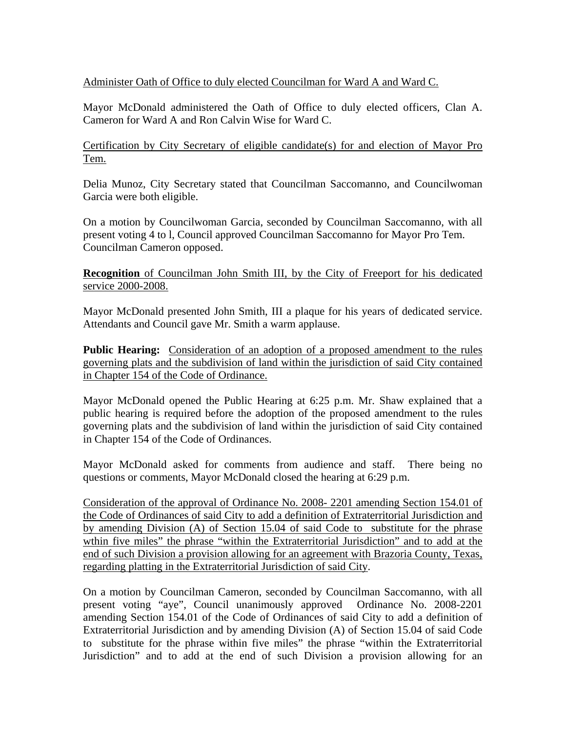Administer Oath of Office to duly elected Councilman for Ward A and Ward C.

Mayor McDonald administered the Oath of Office to duly elected officers, Clan A. Cameron for Ward A and Ron Calvin Wise for Ward C.

Certification by City Secretary of eligible candidate(s) for and election of Mayor Pro Tem.

Delia Munoz, City Secretary stated that Councilman Saccomanno, and Councilwoman Garcia were both eligible.

On a motion by Councilwoman Garcia, seconded by Councilman Saccomanno, with all present voting 4 to l, Council approved Councilman Saccomanno for Mayor Pro Tem. Councilman Cameron opposed.

**Recognition** of Councilman John Smith III, by the City of Freeport for his dedicated service 2000-2008.

Mayor McDonald presented John Smith, III a plaque for his years of dedicated service. Attendants and Council gave Mr. Smith a warm applause.

**Public Hearing:** Consideration of an adoption of a proposed amendment to the rules governing plats and the subdivision of land within the jurisdiction of said City contained in Chapter 154 of the Code of Ordinance.

Mayor McDonald opened the Public Hearing at 6:25 p.m. Mr. Shaw explained that a public hearing is required before the adoption of the proposed amendment to the rules governing plats and the subdivision of land within the jurisdiction of said City contained in Chapter 154 of the Code of Ordinances.

Mayor McDonald asked for comments from audience and staff. There being no questions or comments, Mayor McDonald closed the hearing at 6:29 p.m.

Consideration of the approval of Ordinance No. 2008- 2201 amending Section 154.01 of the Code of Ordinances of said City to add a definition of Extraterritorial Jurisdiction and by amending Division (A) of Section 15.04 of said Code to substitute for the phrase wthin five miles" the phrase "within the Extraterritorial Jurisdiction" and to add at the end of such Division a provision allowing for an agreement with Brazoria County, Texas, regarding platting in the Extraterritorial Jurisdiction of said City.

On a motion by Councilman Cameron, seconded by Councilman Saccomanno, with all present voting "aye", Council unanimously approved Ordinance No. 2008-2201 amending Section 154.01 of the Code of Ordinances of said City to add a definition of Extraterritorial Jurisdiction and by amending Division (A) of Section 15.04 of said Code to substitute for the phrase within five miles" the phrase "within the Extraterritorial Jurisdiction" and to add at the end of such Division a provision allowing for an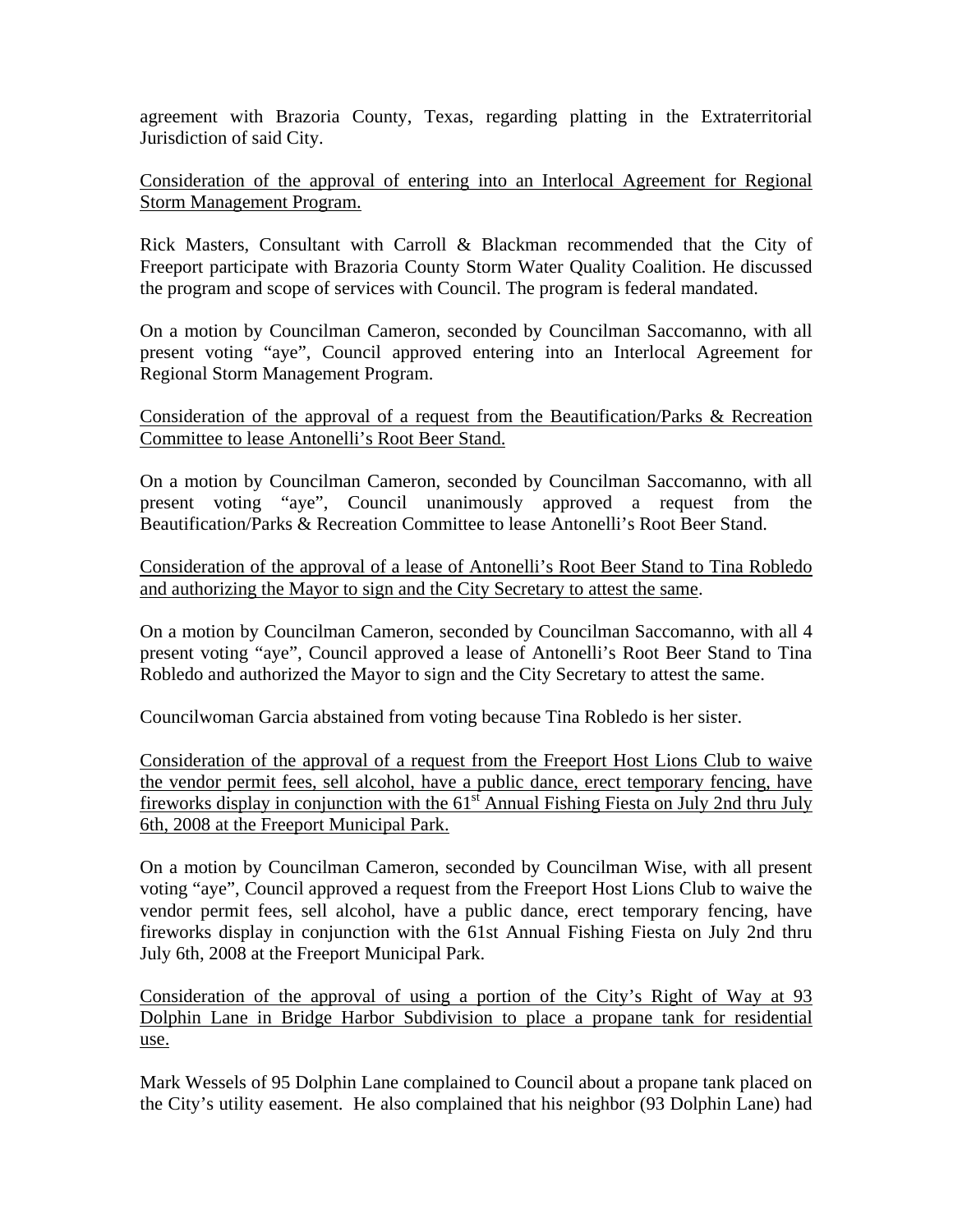agreement with Brazoria County, Texas, regarding platting in the Extraterritorial Jurisdiction of said City.

Consideration of the approval of entering into an Interlocal Agreement for Regional Storm Management Program.

Rick Masters, Consultant with Carroll & Blackman recommended that the City of Freeport participate with Brazoria County Storm Water Quality Coalition. He discussed the program and scope of services with Council. The program is federal mandated.

On a motion by Councilman Cameron, seconded by Councilman Saccomanno, with all present voting "aye", Council approved entering into an Interlocal Agreement for Regional Storm Management Program.

Consideration of the approval of a request from the Beautification/Parks & Recreation Committee to lease Antonelli's Root Beer Stand.

On a motion by Councilman Cameron, seconded by Councilman Saccomanno, with all present voting "aye", Council unanimously approved a request from the Beautification/Parks & Recreation Committee to lease Antonelli's Root Beer Stand.

Consideration of the approval of a lease of Antonelli's Root Beer Stand to Tina Robledo and authorizing the Mayor to sign and the City Secretary to attest the same.

On a motion by Councilman Cameron, seconded by Councilman Saccomanno, with all 4 present voting "aye", Council approved a lease of Antonelli's Root Beer Stand to Tina Robledo and authorized the Mayor to sign and the City Secretary to attest the same.

Councilwoman Garcia abstained from voting because Tina Robledo is her sister.

Consideration of the approval of a request from the Freeport Host Lions Club to waive the vendor permit fees, sell alcohol, have a public dance, erect temporary fencing, have fireworks display in conjunction with the 61st Annual Fishing Fiesta on July 2nd thru July 6th, 2008 at the Freeport Municipal Park.

On a motion by Councilman Cameron, seconded by Councilman Wise, with all present voting "aye", Council approved a request from the Freeport Host Lions Club to waive the vendor permit fees, sell alcohol, have a public dance, erect temporary fencing, have fireworks display in conjunction with the 61st Annual Fishing Fiesta on July 2nd thru July 6th, 2008 at the Freeport Municipal Park.

Consideration of the approval of using a portion of the City's Right of Way at 93 Dolphin Lane in Bridge Harbor Subdivision to place a propane tank for residential use.

Mark Wessels of 95 Dolphin Lane complained to Council about a propane tank placed on the City's utility easement. He also complained that his neighbor (93 Dolphin Lane) had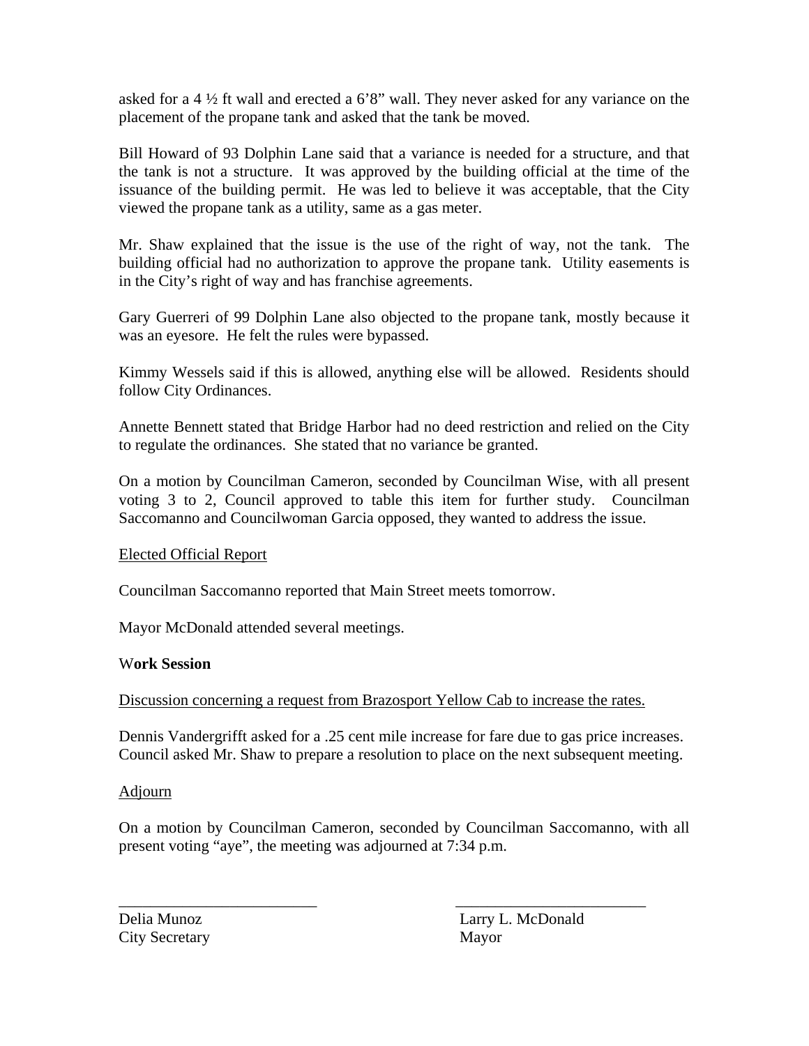asked for a 4 ½ ft wall and erected a 6'8" wall. They never asked for any variance on the placement of the propane tank and asked that the tank be moved.

Bill Howard of 93 Dolphin Lane said that a variance is needed for a structure, and that the tank is not a structure. It was approved by the building official at the time of the issuance of the building permit. He was led to believe it was acceptable, that the City viewed the propane tank as a utility, same as a gas meter.

Mr. Shaw explained that the issue is the use of the right of way, not the tank. The building official had no authorization to approve the propane tank. Utility easements is in the City's right of way and has franchise agreements.

Gary Guerreri of 99 Dolphin Lane also objected to the propane tank, mostly because it was an eyesore. He felt the rules were bypassed.

Kimmy Wessels said if this is allowed, anything else will be allowed. Residents should follow City Ordinances.

Annette Bennett stated that Bridge Harbor had no deed restriction and relied on the City to regulate the ordinances. She stated that no variance be granted.

On a motion by Councilman Cameron, seconded by Councilman Wise, with all present voting 3 to 2, Council approved to table this item for further study. Councilman Saccomanno and Councilwoman Garcia opposed, they wanted to address the issue.

Elected Official Report

Councilman Saccomanno reported that Main Street meets tomorrow.

Mayor McDonald attended several meetings.

**Work Session**

Discussion concerning a request from Brazosport Yellow Cab to increase the rates.

Dennis Vandergrifft asked for a .25 cent mile increase for fare due to gas price increases. Council asked Mr. Shaw to prepare a resolution to place on the next subsequent meeting.

Adjourn

On a motion by Councilman Cameron, seconded by Councilman Saccomanno, with all present voting "aye", the meeting was adjourned at 7:34 p.m.

| | |
|---|---|
| \_\_\_\_\_\_\_\_\_\_\_\_\_\_\_\_\_\_\_\_\_\_\_\_\_\_ | \_\_\_\_\_\_\_\_\_\_\_\_\_\_\_\_\_\_\_\_\_\_\_\_\_\_ |
| Delia Munoz | Larry L. McDonald |
| City Secretary | Mayor |